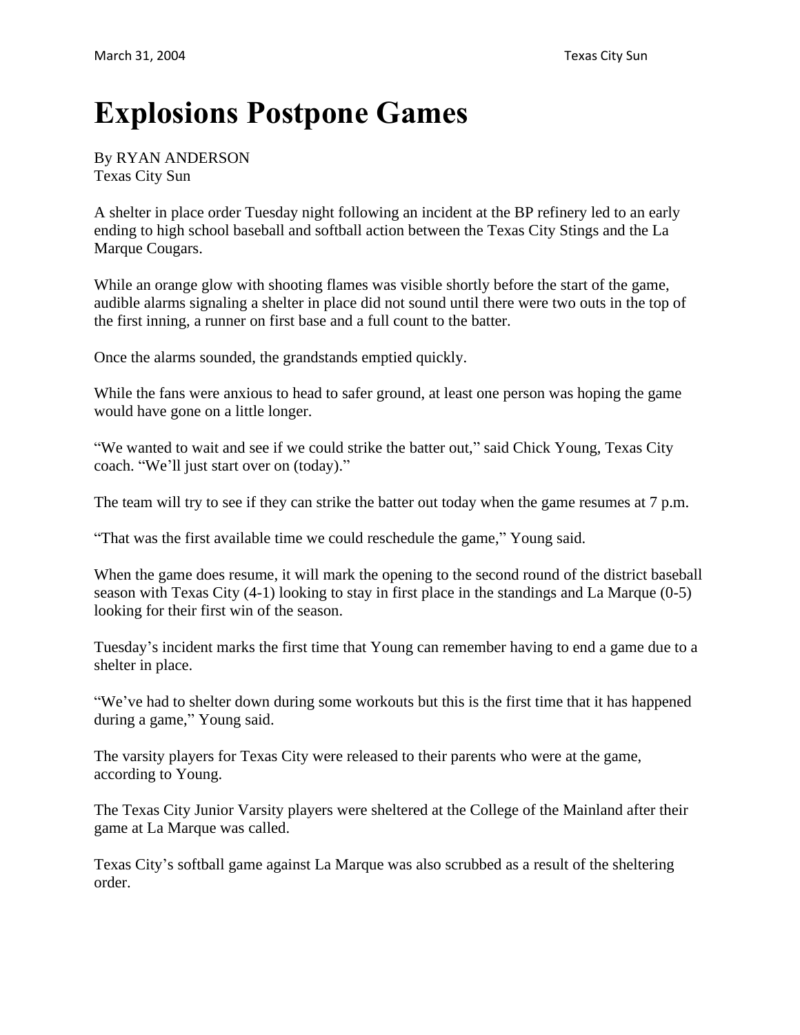# Explosions Postpone Games

By RYAN ANDERSON
Texas City Sun

A shelter in place order Tuesday night following an incident at the BP refinery led to an early ending to high school baseball and softball action between the Texas City Stings and the La Marque Cougars.

While an orange glow with shooting flames was visible shortly before the start of the game, audible alarms signaling a shelter in place did not sound until there were two outs in the top of the first inning, a runner on first base and a full count to the batter.

Once the alarms sounded, the grandstands emptied quickly.

While the fans were anxious to head to safer ground, at least one person was hoping the game would have gone on a little longer.

"We wanted to wait and see if we could strike the batter out," said Chick Young, Texas City coach. "We'll just start over on (today)."

The team will try to see if they can strike the batter out today when the game resumes at 7 p.m.

"That was the first available time we could reschedule the game," Young said.

When the game does resume, it will mark the opening to the second round of the district baseball season with Texas City (4-1) looking to stay in first place in the standings and La Marque (0-5) looking for their first win of the season.

Tuesday's incident marks the first time that Young can remember having to end a game due to a shelter in place.

"We've had to shelter down during some workouts but this is the first time that it has happened during a game," Young said.

The varsity players for Texas City were released to their parents who were at the game, according to Young.

The Texas City Junior Varsity players were sheltered at the College of the Mainland after their game at La Marque was called.

Texas City's softball game against La Marque was also scrubbed as a result of the sheltering order.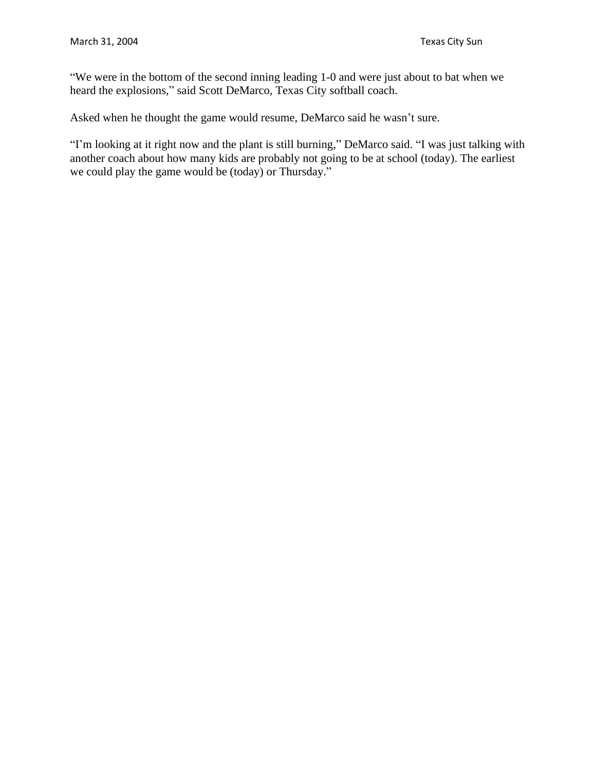"We were in the bottom of the second inning leading 1-0 and were just about to bat when we heard the explosions," said Scott DeMarco, Texas City softball coach.

Asked when he thought the game would resume, DeMarco said he wasn't sure.

"I'm looking at it right now and the plant is still burning," DeMarco said. "I was just talking with another coach about how many kids are probably not going to be at school (today). The earliest we could play the game would be (today) or Thursday."